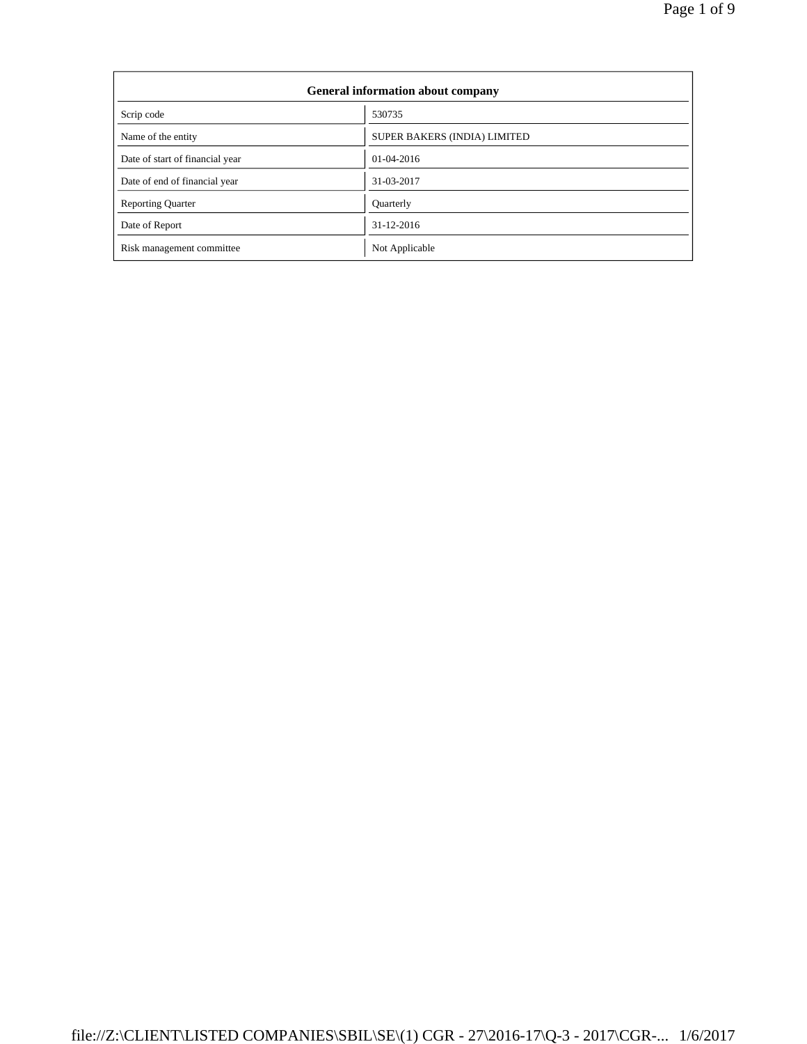| General information about company | |
|---|---|
| Scrip code | 530735 |
| Name of the entity | SUPER BAKERS (INDIA) LIMITED |
| Date of start of financial year | 01-04-2016 |
| Date of end of financial year | 31-03-2017 |
| Reporting Quarter | Quarterly |
| Date of Report | 31-12-2016 |
| Risk management committee | Not Applicable |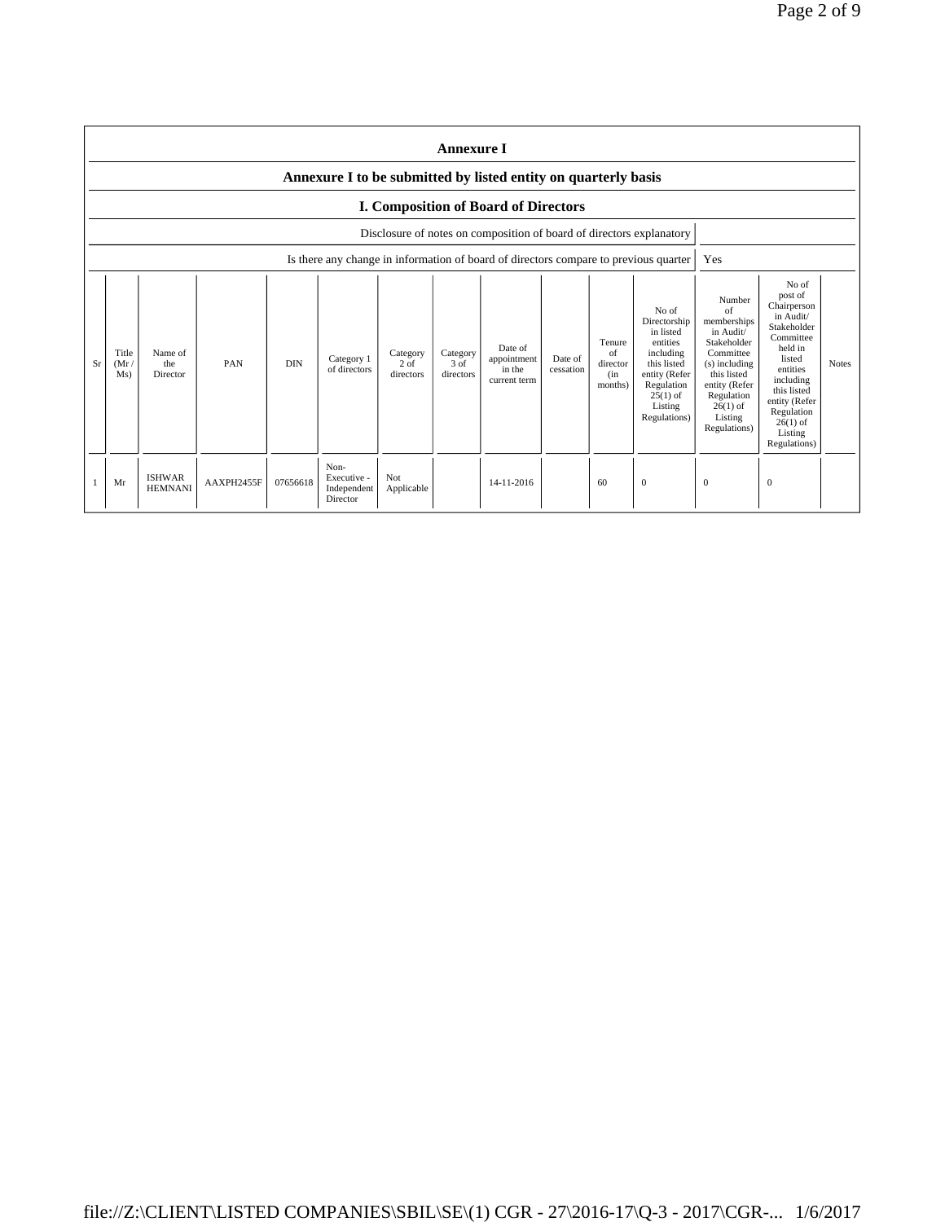## Annexure I

### Annexure I to be submitted by listed entity on quarterly basis

### I. Composition of Board of Directors

| Disclosure of notes on composition of board of directors explanatory | |
|---|---|
| Is there any change in information of board of directors compare to previous quarter | Yes |

| Sr | Title (Mr / Ms) | Name of the Director | PAN | DIN | Category 1 of directors | Category 2 of directors | Category 3 of directors | Date of appointment in the current term | Date of cessation | Tenure of director (in months) | No of Directorship in listed entities including this listed entity (Refer Regulation 25(1) of Listing Regulations) | Number of memberships in Audit/ Stakeholder Committee (s) including this listed entity (Refer Regulation 26(1) of Listing Regulations) | No of post of Chairperson in Audit/ Stakeholder Committee held in listed entities including this listed entity (Refer Regulation 26(1) of Listing Regulations) | Notes |
|---|---|---|---|---|---|---|---|---|---|---|---|---|---|---|
| 1 | Mr | ISHWAR HEMNANI | AAXPH2455F | 07656618 | Non-Executive - Independent Director | Not Applicable | | 14-11-2016 | | 60 | 0 | 0 | 0 | |

file://Z:\CLIENT\LISTED COMPANIES\SBIL\SE\(1) CGR - 27\2016-17\Q-3 - 2017\CGR-... 1/6/2017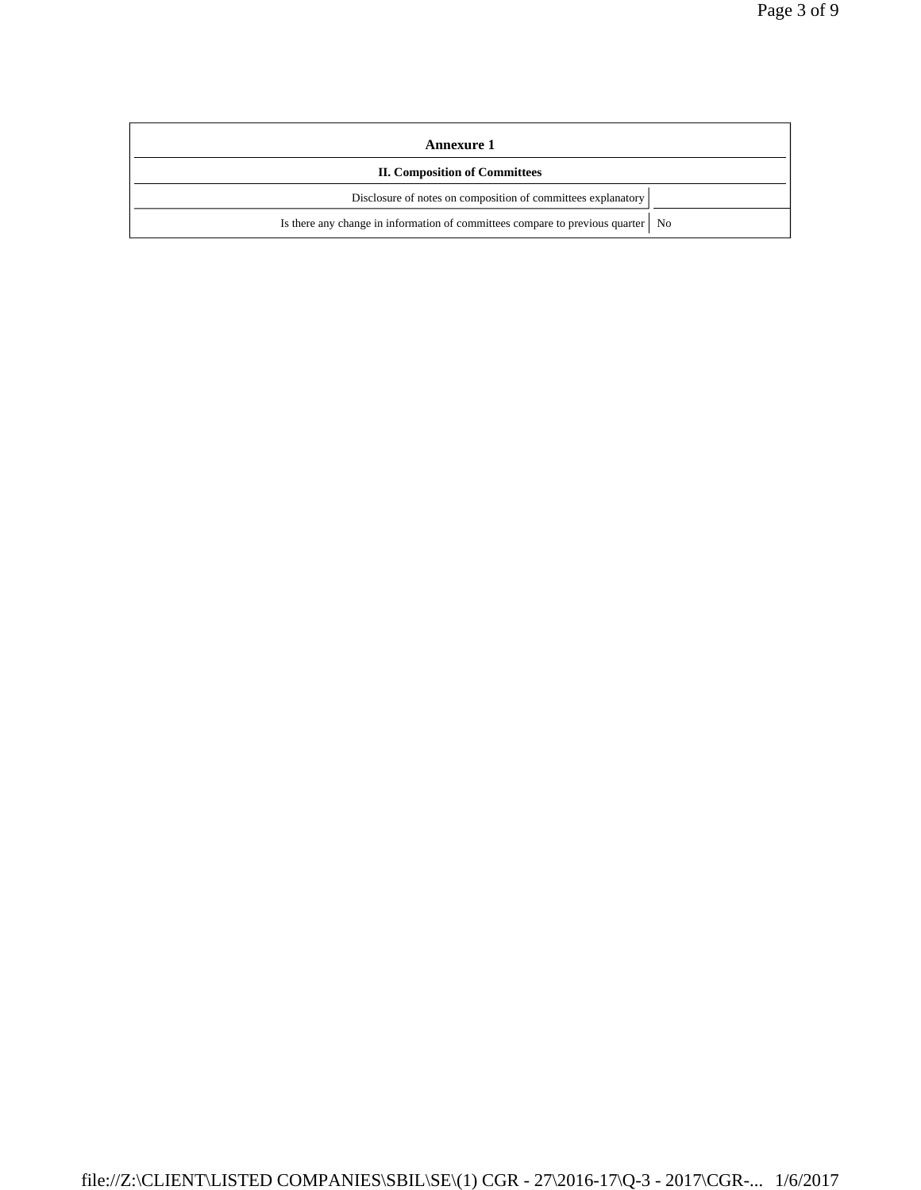| Annexure 1 | |
|---|---|
| **II. Composition of Committees** | |
| Disclosure of notes on composition of committees explanatory | |
| Is there any change in information of committees compare to previous quarter | No |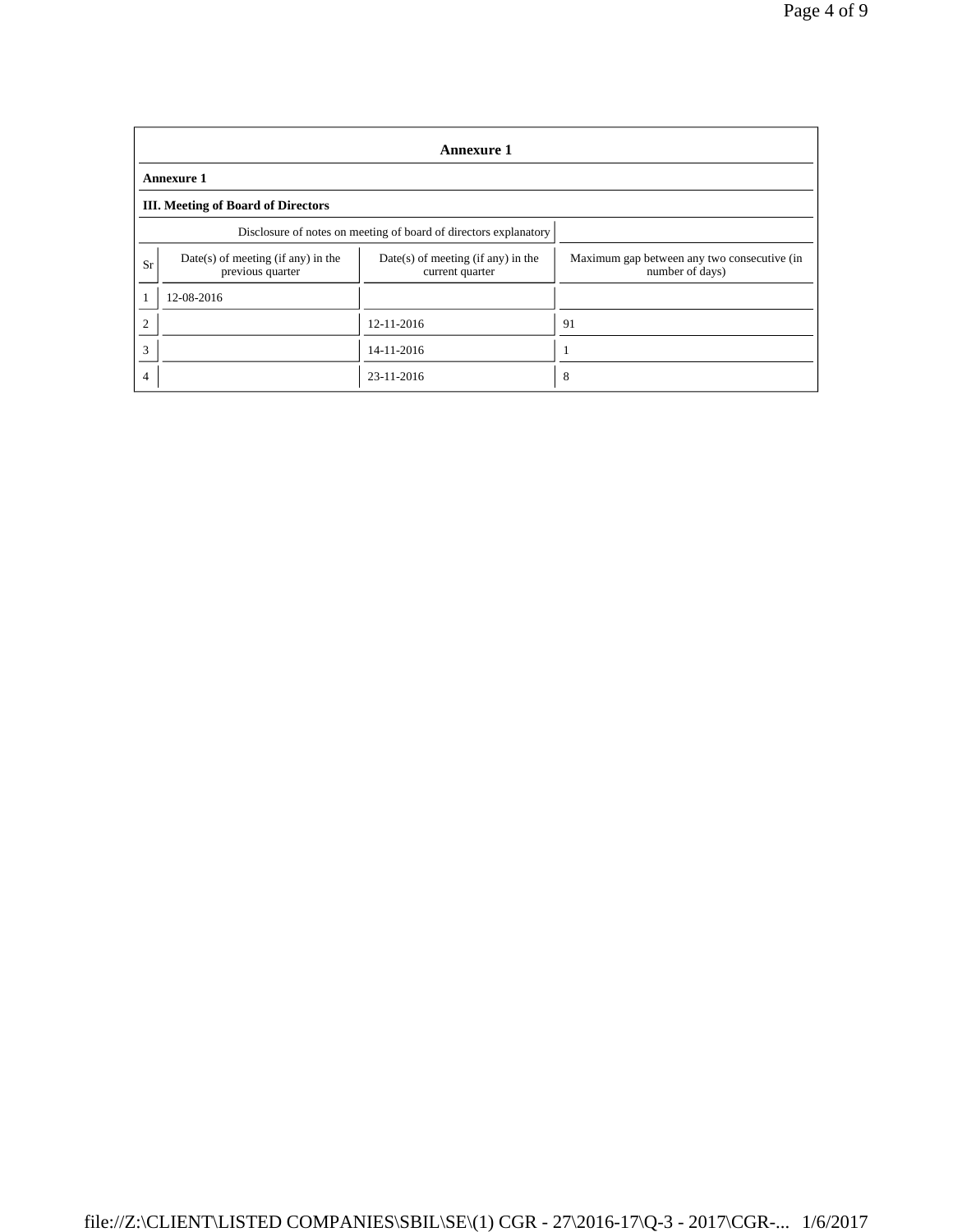## Annexure 1

**Annexure 1**

**III. Meeting of Board of Directors**

| Disclosure of notes on meeting of board of directors explanatory | | | |
|---|---|---|---|
| Sr | Date(s) of meeting (if any) in the previous quarter | Date(s) of meeting (if any) in the current quarter | Maximum gap between any two consecutive (in number of days) |
| 1 | 12-08-2016 | | |
| 2 | | 12-11-2016 | 91 |
| 3 | | 14-11-2016 | 1 |
| 4 | | 23-11-2016 | 8 |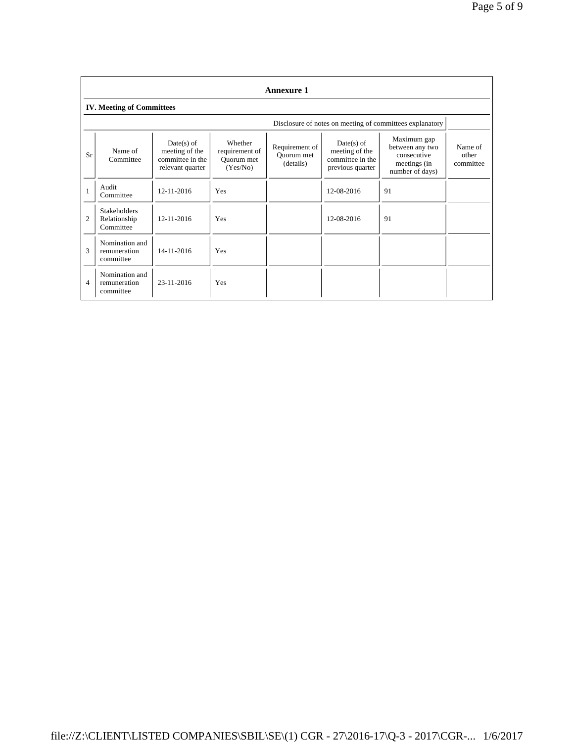## Annexure 1

### IV. Meeting of Committees

Disclosure of notes on meeting of committees explanatory

| Sr | Name of Committee | Date(s) of meeting of the committee in the relevant quarter | Whether requirement of Quorum met (Yes/No) | Requirement of Quorum met (details) | Date(s) of meeting of the committee in the previous quarter | Maximum gap between any two consecutive meetings (in number of days) | Name of other committee |
|---|---|---|---|---|---|---|---|
| 1 | Audit Committee | 12-11-2016 | Yes | | 12-08-2016 | 91 | |
| 2 | Stakeholders Relationship Committee | 12-11-2016 | Yes | | 12-08-2016 | 91 | |
| 3 | Nomination and remuneration committee | 14-11-2016 | Yes | | | | |
| 4 | Nomination and remuneration committee | 23-11-2016 | Yes | | | | |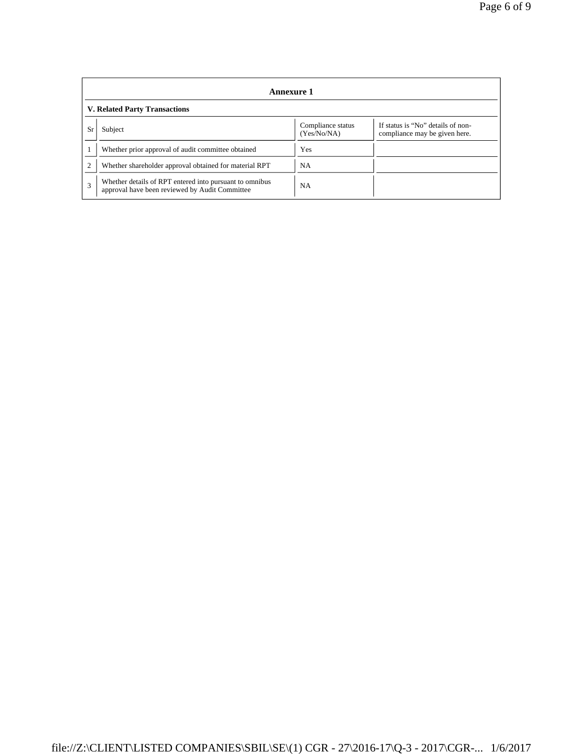## Annexure 1

### V. Related Party Transactions

| Sr | Subject | Compliance status (Yes/No/NA) | If status is "No" details of non-compliance may be given here. |
|---|---|---|---|
| 1 | Whether prior approval of audit committee obtained | Yes | |
| 2 | Whether shareholder approval obtained for material RPT | NA | |
| 3 | Whether details of RPT entered into pursuant to omnibus approval have been reviewed by Audit Committee | NA | |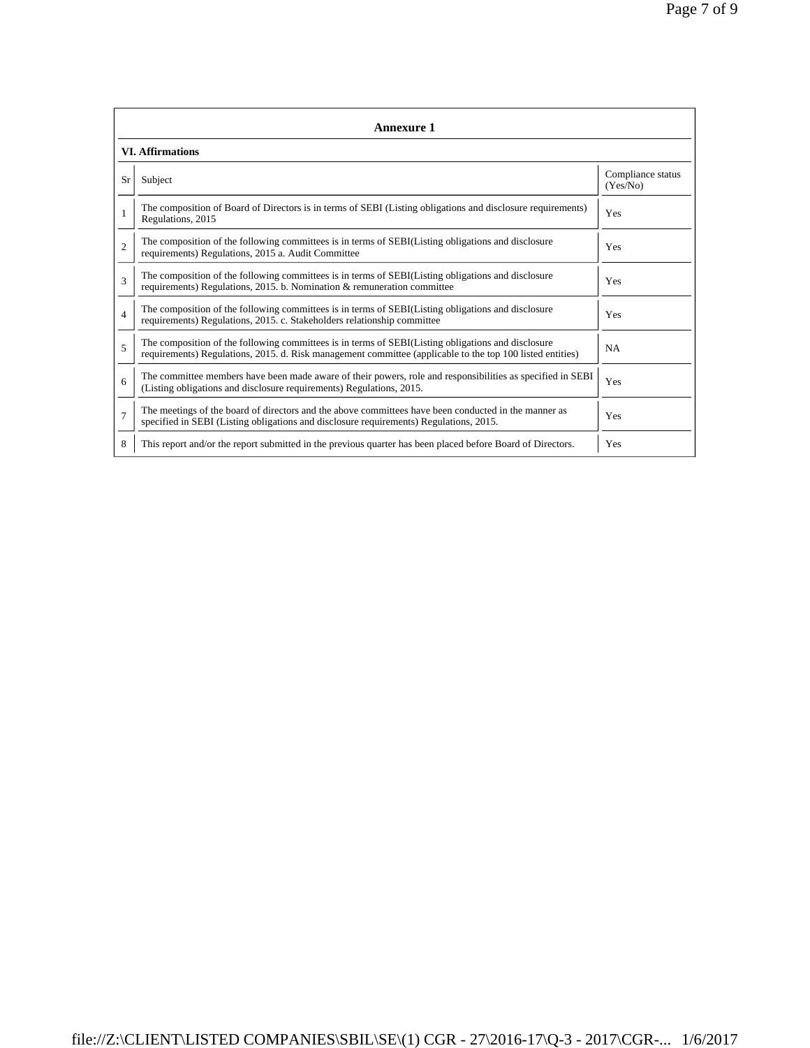## Annexure 1

### VI. Affirmations

| Sr | Subject | Compliance status (Yes/No) |
|---|---|---|
| 1 | The composition of Board of Directors is in terms of SEBI (Listing obligations and disclosure requirements) Regulations, 2015 | Yes |
| 2 | The composition of the following committees is in terms of SEBI(Listing obligations and disclosure requirements) Regulations, 2015 a. Audit Committee | Yes |
| 3 | The composition of the following committees is in terms of SEBI(Listing obligations and disclosure requirements) Regulations, 2015. b. Nomination & remuneration committee | Yes |
| 4 | The composition of the following committees is in terms of SEBI(Listing obligations and disclosure requirements) Regulations, 2015. c. Stakeholders relationship committee | Yes |
| 5 | The composition of the following committees is in terms of SEBI(Listing obligations and disclosure requirements) Regulations, 2015. d. Risk management committee (applicable to the top 100 listed entities) | NA |
| 6 | The committee members have been made aware of their powers, role and responsibilities as specified in SEBI (Listing obligations and disclosure requirements) Regulations, 2015. | Yes |
| 7 | The meetings of the board of directors and the above committees have been conducted in the manner as specified in SEBI (Listing obligations and disclosure requirements) Regulations, 2015. | Yes |
| 8 | This report and/or the report submitted in the previous quarter has been placed before Board of Directors. | Yes |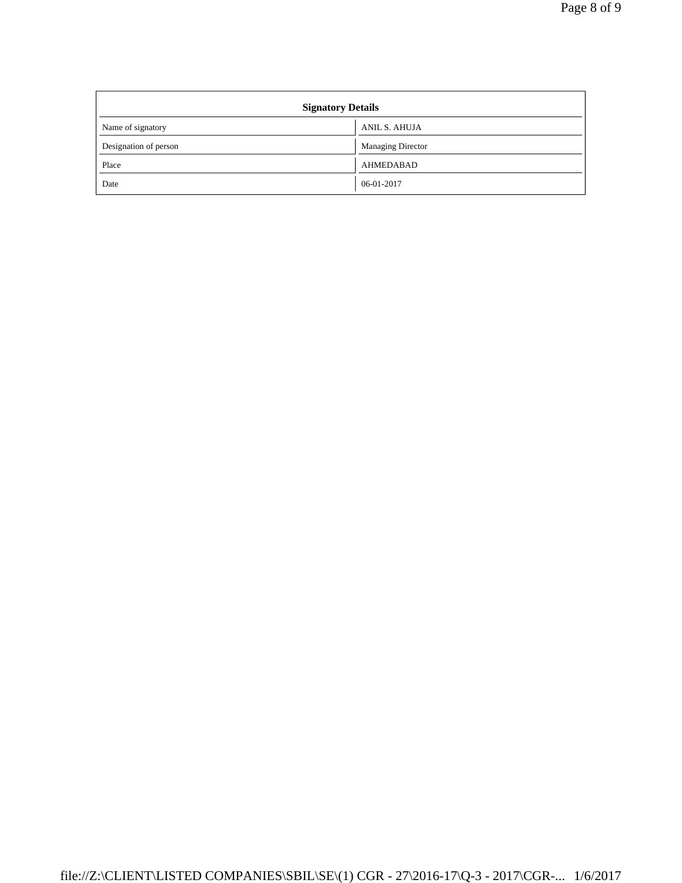| Signatory Details | |
|---|---|
| Name of signatory | ANIL S. AHUJA |
| Designation of person | Managing Director |
| Place | AHMEDABAD |
| Date | 06-01-2017 |